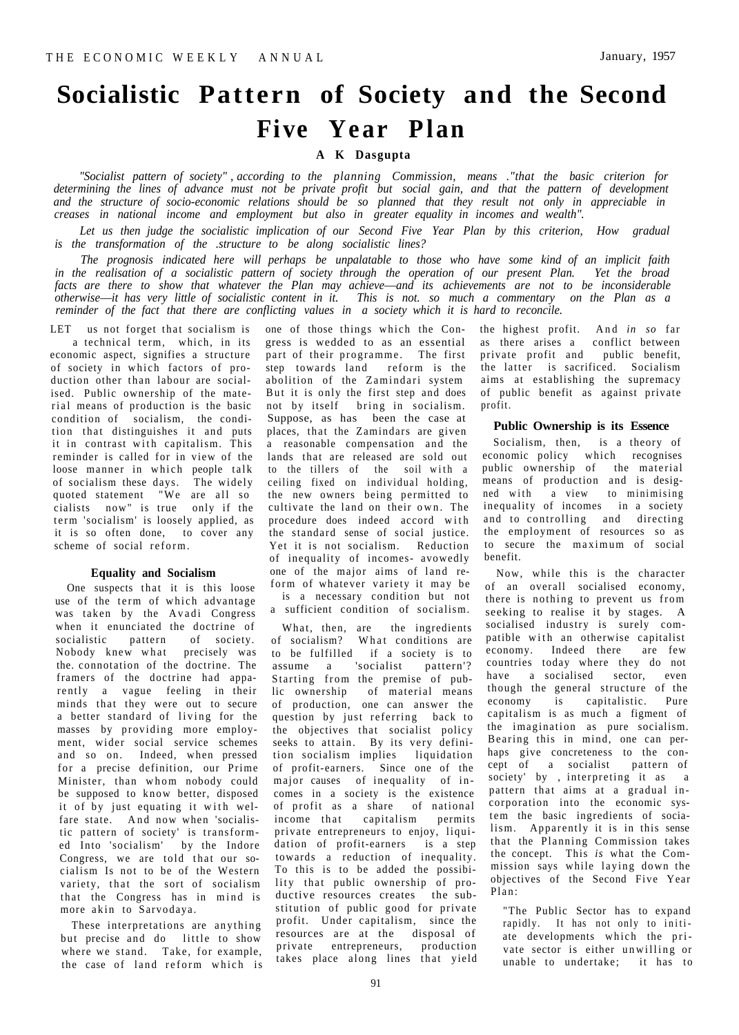# Socialistic Pattern of Society and the Second Five Year Plan

**A K Dasgupta**

*"Socialist pattern of society", according to the planning Commission, means ."that the basic criterion for determining the lines of advance must not be private profit but social gain, and that the pattern of development and the structure of socio-economic relations should be so planned that they result not only in appreciable increases in national income and employment but also in greater equality in incomes and wealth".*

*Let us then judge the socialistic implication of our Second Five Year Plan by this criterion, How gradual is the transformation of the .structure to be along socialistic lines?*

*The prognosis indicated here will perhaps be unpalatable to those who have some kind of an implicit faith in the realisation of a socialistic pattern of society through the operation of our present Plan. Yet the broad facts are there to show that whatever the Plan may achieve—and its achievements are not to be inconsiderable otherwise—it has very little of socialistic content in it. This is not. so much a commentary on the Plan as a reminder of the fact that there are conflicting values in a society which it is hard to reconcile.*

LET us not forget that socialism is a technical term, which, in its economic aspect, signifies a structure of society in which factors of production other than labour are socialised. Public ownership of the material means of production is the basic condition of socialism, the condition that distinguishes it and puts it in contrast with capitalism. This reminder is called for in view of the loose manner in which people talk of socialism these days. The widely quoted statement "We are all socialists now" is true only if the term 'socialism' is loosely applied, as it is so often done, to cover any scheme of social reform.

### Equality and Socialism

One suspects that it is this loose use of the term of which advantage was taken by the Avadi Congress when it enunciated the doctrine of socialistic pattern of society. Nobody knew what precisely was the. connotation of the doctrine. The framers of the doctrine had apparently a vague feeling in their minds that they were out to secure a better standard of living for the masses by providing more employment, wider social service schemes and so on. Indeed, when pressed for a precise definition, our Prime Minister, than whom nobody could be supposed to know better, disposed it of by just equating it with welfare state. And now when 'socialistic pattern of society' is transformed Into 'socialism' by the Indore Congress, we are told that our socialism Is not to be of the Western variety, that the sort of socialism that the Congress has in mind is more akin to Sarvodaya.

These interpretations are anything but precise and do little to show where we stand. Take, for example, the case of land reform which is one of those things which the Congress is wedded to as an essential part of their programme. The first step towards land reform is the abolition of the Zamindari system But it is only the first step and does not by itself bring in socialism. Suppose, as has been the case at places, that the Zamindars are given a reasonable compensation and the lands that are released are sold out to the tillers of the soil with a ceiling fixed on individual holding, the new owners being permitted to cultivate the land on their own. The procedure does indeed accord with the standard sense of social justice. Yet it is not socialism. Reduction of inequality of incomes- avowedly one of the major aims of land reform of whatever variety it may be is a necessary condition but not a sufficient condition of socialism.

What, then, are the ingredients of socialism? What conditions are to be fulfilled if a society is to assume a 'socialist pattern'? Starting from the premise of public ownership of material means of production, one can answer the question by just referring back to the objectives that socialist policy seeks to attain. By its very definition socialism implies liquidation of profit-earners. Since one of the major causes of inequality of incomes in a society is the existence of profit as a share of national income that capitalism permits private entrepreneurs to enjoy, liquidation of profit-earners is a step towards a reduction of inequality. To this is to be added the possibility that public ownership of productive resources creates the substitution of public good for private profit. Under capitalism, since the resources are at the disposal of private entrepreneurs, production takes place along lines that yield the highest profit. And *in so* far as there arises a conflict between private profit and public benefit, the latter is sacrificed. Socialism aims at establishing the supremacy of public benefit as against private profit.

### Public Ownership is its Essence

Socialism, then, is a theory of economic policy which recognises public ownership of the material means of production and is designed with a view to minimising inequality of incomes in a society and to controlling and directing the employment of resources so as to secure the maximum of social benefit.

Now, while this is the character of an overall socialised economy, there is nothing to prevent us from seeking to realise it by stages. A socialised industry is surely compatible with an otherwise capitalist economy. Indeed there are few countries today where they do not have a socialised sector, even though the general structure of the economy is capitalistic. Pure capitalism is as much a figment of the imagination as pure socialism. Bearing this in mind, one can perhaps give concreteness to the concept of a socialist pattern of society' by , interpreting it as a pattern that aims at a gradual incorporation into the economic system the basic ingredients of socialism. Apparently it is in this sense that the Planning Commission takes the concept. This *is* what the Commission says while laying down the objectives of the Second Five Year Plan:

"The Public Sector has to expand rapidly. It has not only to initiate developments which the private sector is either unwilling or unable to undertake; it has to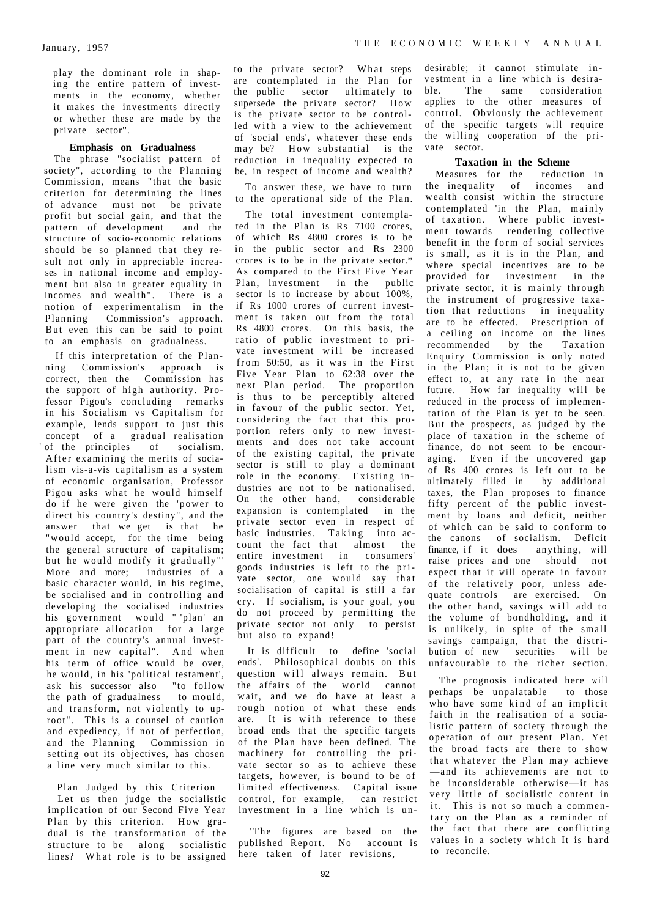play the dominant role in shaping the entire pattern of investments in the economy, whether it makes the investments directly or whether these are made by the private sector".

## Emphasis on Gradualness

The phrase "socialist pattern of society", according to the Planning Commission, means "that the basic criterion for determining the lines of advance must not be private profit but social gain, and that the pattern of development and the structure of socio-economic relations should be so planned that they result not only in appreciable increases in national income and employment but also in greater equality in incomes and wealth". There is a notion of experimentalism in the Planning Commission's approach. But even this can be said to point to an emphasis on gradualness.

If this interpretation of the Planning Commission's approach is correct, then the Commission has the support of high authority. Professor Pigou's concluding remarks in his Socialism vs Capitalism for example, lends support to just this concept of a gradual realisation of the principles of socialism. After examining the merits of socialism vis-a-vis capitalism as a system of economic organisation, Professor Pigou asks what he would himself do if he were given the 'power to direct his country's destiny", and the answer that we get is that he "would accept, for the time being the general structure of capitalism; but he would modify it gradually"' More and more; industries of a basic character would, in his regime, be socialised and in controlling and developing the socialised industries his government would " 'plan' an appropriate allocation for a large part of the country's annual investment in new capital". And when his term of office would be over, he would, in his 'political testament', ask his successor also "to follow the path of gradualness to mould, and transform, not violently to uproot". This is a counsel of caution and expediency, if not of perfection, and the Planning Commission in setting out its objectives, has chosen a line very much similar to this.

## Plan Judged by this Criterion

Let us then judge the socialistic implication of our Second Five Year Plan by this criterion. How gradual is the transformation of the structure to be along socialistic lines? What role is to be assigned to the private sector? What steps are contemplated in the Plan for the public sector ultimately to supersede the private sector? How is the private sector to be controlled with a view to the achievement of 'social ends', whatever these ends may be? How substantial is the reduction in inequality expected to be, in respect of income and wealth?

To answer these, we have to turn to the operational side of the Plan.

The total investment contemplated in the Plan is Rs 7100 crores, of which Rs 4800 crores is to be in the public sector and Rs 2300 crores is to be in the private sector.* As compared to the First Five Year Plan, investment in the public sector is to increase by about 100%, if Rs 1000 crores of current investment is taken out from the total Rs 4800 crores. On this basis, the ratio of public investment to private investment will be increased from 50:50, as it was in the First Five Year Plan to 62:38 over the next Plan period. The proportion is thus to be perceptibly altered in favour of the public sector. Yet, considering the fact that this proportion refers only to new investments and does not take account of the existing capital, the private sector is still to play a dominant role in the economy. Existing industries are not to be nationalised. On the other hand, considerable expansion is contemplated in the private sector even in respect of basic industries. Taking into account the fact that almost the entire investment in consumers' goods industries is left to the private sector, one would say that socialisation of capital is still a far cry. If socialism, is your goal, you do not proceed by permitting the private sector not only to persist but also to expand!

It is difficult to define 'social ends'. Philosophical doubts on this question will always remain. But the affairs of the world cannot wait, and we do have at least a rough notion of what these ends are. It is with reference to these broad ends that the specific targets of the Plan have been defined. The machinery for controlling the private sector so as to achieve these targets, however, is bound to be of limited effectiveness. Capital issue control, for example, can restrict investment in a line which is undesirable; it cannot stimulate investment in a line which is desirable. The same consideration applies to the other measures of control. Obviously the achievement of the specific targets will require the willing cooperation of the private sector.

## Taxation in the Scheme

Measures for the reduction in the inequality of incomes and wealth consist within the structure contemplated 'in the Plan, mainly of taxation. Where public investment towards rendering collective benefit in the form of social services is small, as it is in the Plan, and where special incentives are to be provided for investment in the private sector, it is mainly through the instrument of progressive taxation that reductions in inequality are to be effected. Prescription of a ceiling on income on the lines recommended by the Taxation Enquiry Commission is only noted in the Plan; it is not to be given effect to, at any rate in the near future. How far inequality will be reduced in the process of implementation of the Plan is yet to be seen. But the prospects, as judged by the place of taxation in the scheme of finance, do not seem to be encouraging. Even if the uncovered gap of Rs 400 crores is left out to be ultimately filled in by additional taxes, the Plan proposes to finance fifty percent of the public investment by loans and deficit, neither of which can be said to conform to the canons of socialism. Deficit finance, if it does anything, will raise prices and one should not expect that it will operate in favour of the relatively poor, unless adequate controls are exercised. On the other hand, savings will add to the volume of bondholding, and it is unlikely, in spite of the small savings campaign, that the distribution of new securities will be unfavourable to the richer section.

The prognosis indicated here will perhaps be unpalatable to those who have some kind of an implicit faith in the realisation of a socialistic pattern of society through the operation of our present Plan. Yet the broad facts are there to show that whatever the Plan may achieve —and its achievements are not to be inconsiderable otherwise—it has very little of socialistic content in it. This is not so much a commentary on the Plan as a reminder of the fact that there are conflicting values in a society which It is hard to reconcile.

'The figures are based on the published Report. No account is here taken of later revisions,